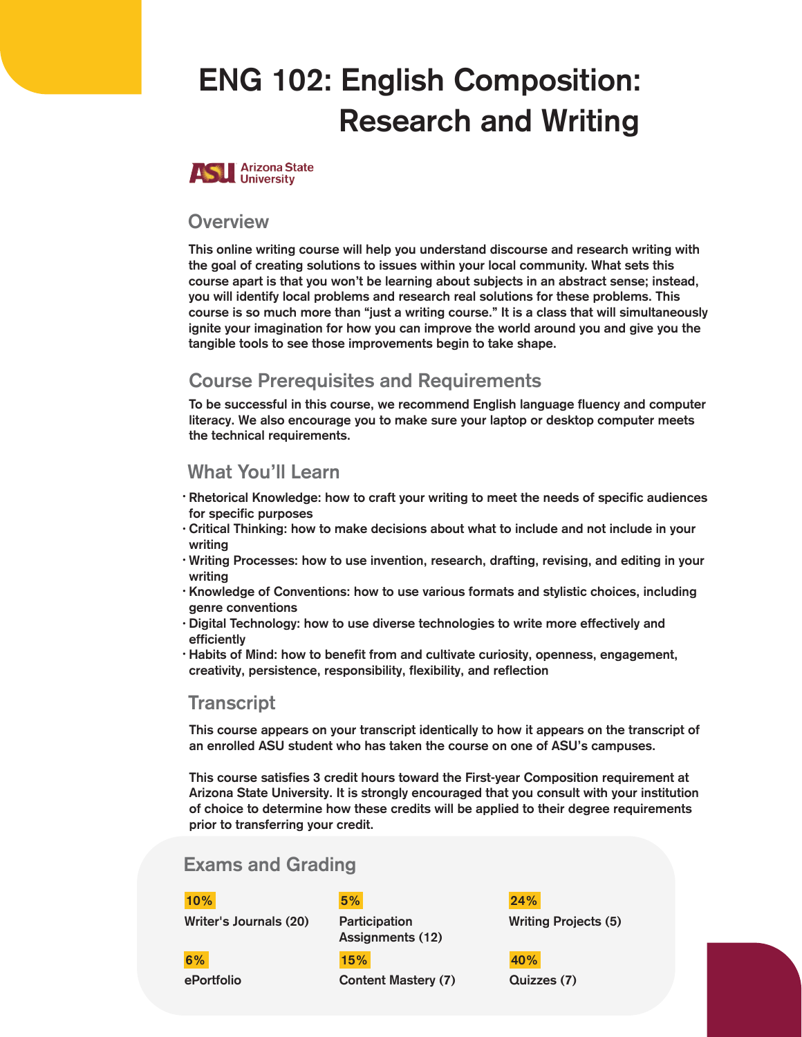# ENG 102: English Composition: Research and Writing

Arizona State University

## Overview

This online writing course will help you understand discourse and research writing with the goal of creating solutions to issues within your local community. What sets this course apart is that you won't be learning about subjects in an abstract sense; instead, you will identify local problems and research real solutions for these problems. This course is so much more than "just a writing course." It is a class that will simultaneously ignite your imagination for how you can improve the world around you and give you the tangible tools to see those improvements begin to take shape.

## Course Prerequisites and Requirements

To be successful in this course, we recommend English language fluency and computer literacy. We also encourage you to make sure your laptop or desktop computer meets the technical requirements.

## What You'll Learn

- Rhetorical Knowledge: how to craft your writing to meet the needs of specific audiences for specific purposes
- Critical Thinking: how to make decisions about what to include and not include in your writing
- Writing Processes: how to use invention, research, drafting, revising, and editing in your writing
- Knowledge of Conventions: how to use various formats and stylistic choices, including genre conventions
- Digital Technology: how to use diverse technologies to write more effectively and efficiently
- Habits of Mind: how to benefit from and cultivate curiosity, openness, engagement, creativity, persistence, responsibility, flexibility, and reflection

## Transcript

This course appears on your transcript identically to how it appears on the transcript of an enrolled ASU student who has taken the course on one of ASU's campuses.

This course satisfies 3 credit hours toward the First-year Composition requirement at Arizona State University. It is strongly encouraged that you consult with your institution of choice to determine how these credits will be applied to their degree requirements prior to transferring your credit.

## Exams and Grading

| Weight | Component |
|---|---|
| 10% | Writer's Journals (20) |
| 5% | Participation Assignments (12) |
| 24% | Writing Projects (5) |
| 6% | ePortfolio |
| 15% | Content Mastery (7) |
| 40% | Quizzes (7) |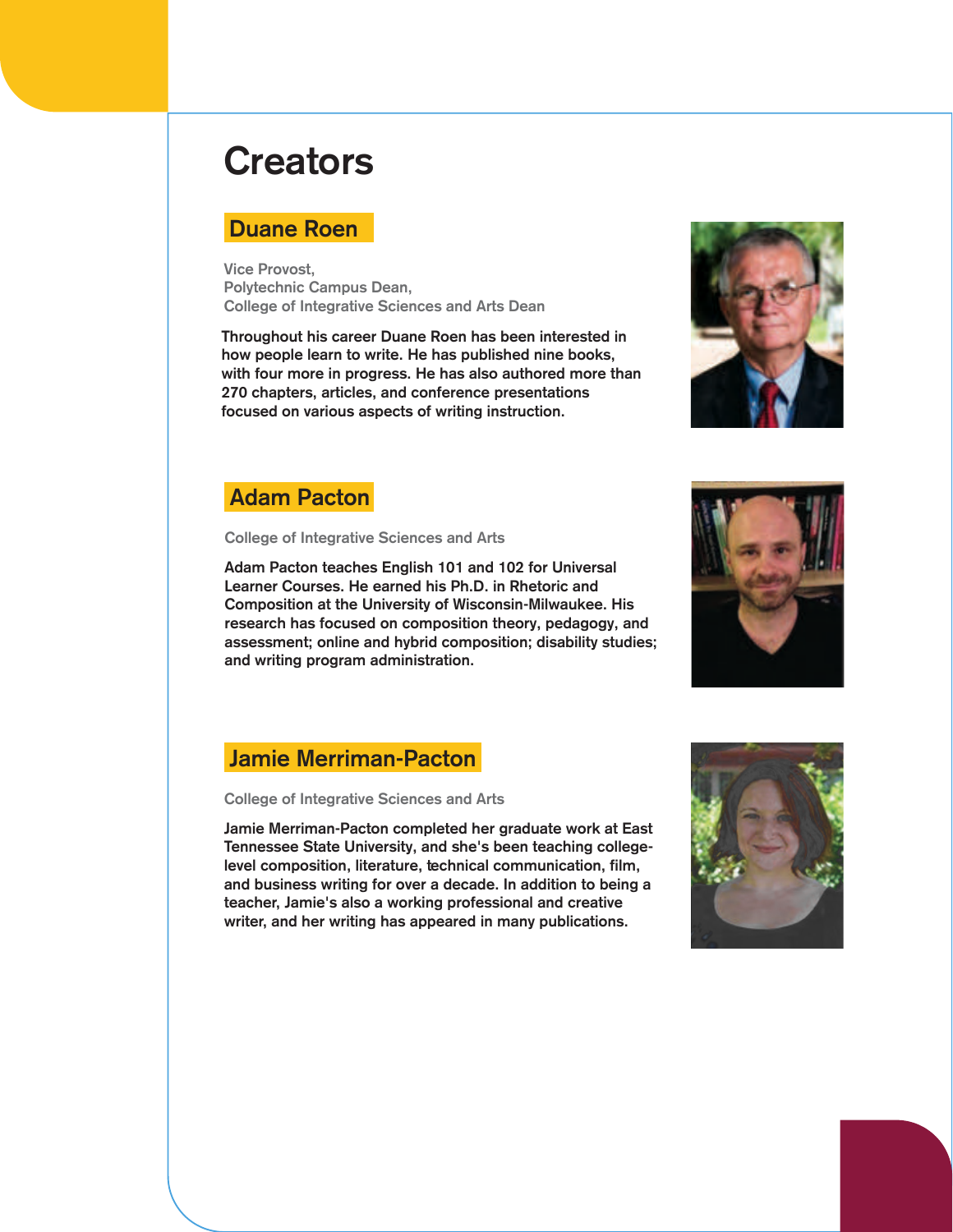# Creators

## Duane Roen

Vice Provost,
Polytechnic Campus Dean,
College of Integrative Sciences and Arts Dean

Throughout his career Duane Roen has been interested in how people learn to write. He has published nine books, with four more in progress. He has also authored more than 270 chapters, articles, and conference presentations focused on various aspects of writing instruction.

## Adam Pacton

College of Integrative Sciences and Arts

Adam Pacton teaches English 101 and 102 for Universal Learner Courses. He earned his Ph.D. in Rhetoric and Composition at the University of Wisconsin-Milwaukee. His research has focused on composition theory, pedagogy, and assessment; online and hybrid composition; disability studies; and writing program administration.

## Jamie Merriman-Pacton

College of Integrative Sciences and Arts

Jamie Merriman-Pacton completed her graduate work at East Tennessee State University, and she's been teaching college-level composition, literature, technical communication, film, and business writing for over a decade. In addition to being a teacher, Jamie's also a working professional and creative writer, and her writing has appeared in many publications.